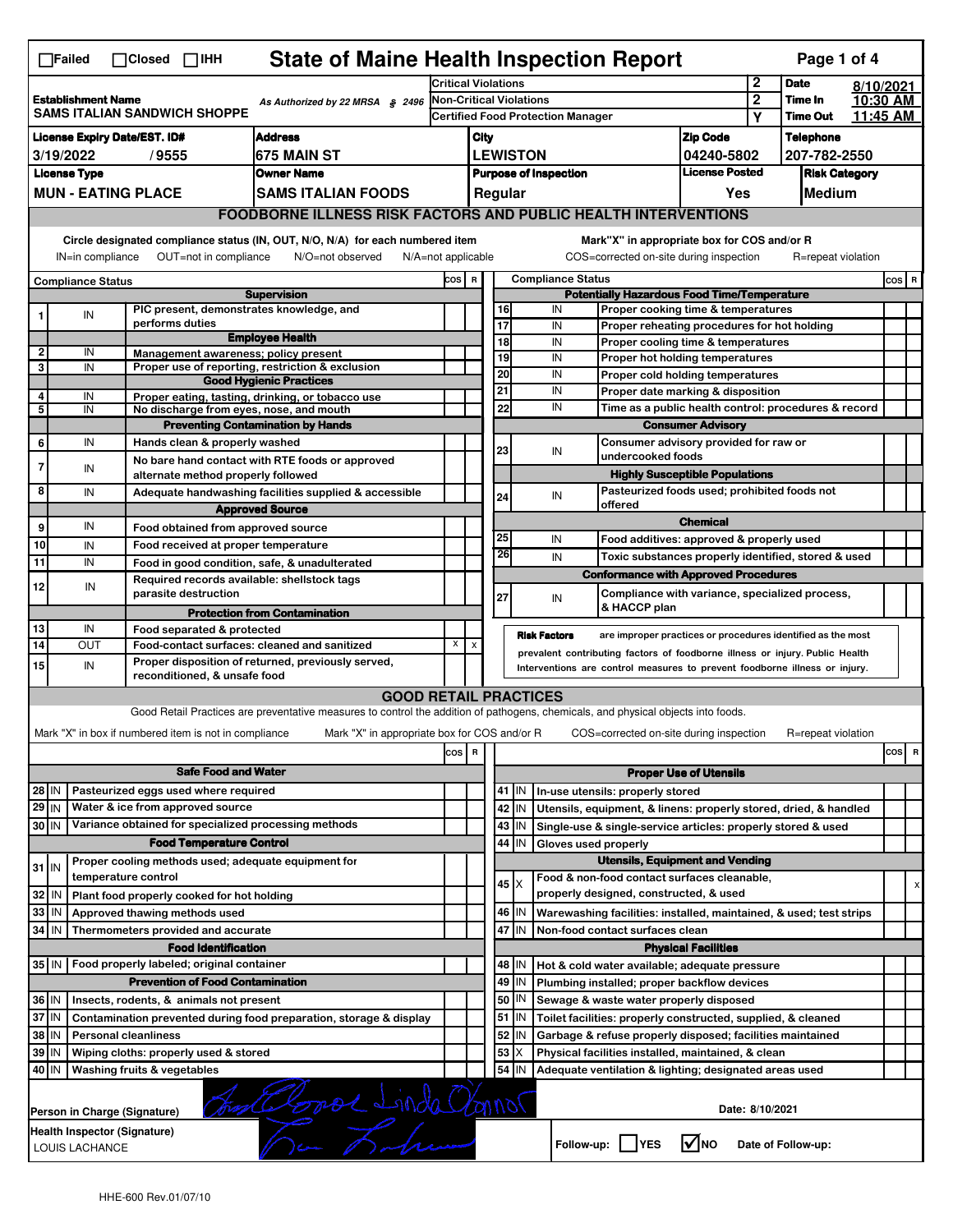☐Failed ☐Closed ☐IHH

# State of Maine Health Inspection Report

| Establishment Name | As Authorized by 22 MRSA § 2496 | Critical Violations | 2 | Date | 8/10/2021 |
|---|---|---|---|---|---|
| SAMS ITALIAN SANDWICH SHOPPE | | Non-Critical Violations | 2 | Time In | 10:30 AM |
| | | Certified Food Protection Manager | Y | Time Out | 11:45 AM |

| License Expiry Date/EST. ID# | Address | City | Zip Code | Telephone |
|---|---|---|---|---|
| 3/19/2022 / 9555 | 675 MAIN ST | LEWISTON | 04240-5802 | 207-782-2550 |

| License Type | Owner Name | Purpose of Inspection | License Posted | Risk Category |
|---|---|---|---|---|
| MUN - EATING PLACE | SAMS ITALIAN FOODS | Regular | Yes | Medium |

## FOODBORNE ILLNESS RISK FACTORS AND PUBLIC HEALTH INTERVENTIONS

Circle designated compliance status (IN, OUT, N/O, N/A) for each numbered item — IN=in compliance OUT=not in compliance N/O=not observed N/A=not applicable

Mark "X" in appropriate box for COS and/or R — COS=corrected on-site during inspection R=repeat violation

| # | Compliance Status | Item | COS | R |
|---|---|---|---|---|
| | | **Supervision** | | |
| 1 | IN | PIC present, demonstrates knowledge, and performs duties | | |
| | | **Employee Health** | | |
| 2 | IN | Management awareness; policy present | | |
| 3 | IN | Proper use of reporting, restriction & exclusion | | |
| | | **Good Hygienic Practices** | | |
| 4 | IN | Proper eating, tasting, drinking, or tobacco use | | |
| 5 | IN | No discharge from eyes, nose, and mouth | | |
| | | **Preventing Contamination by Hands** | | |
| 6 | IN | Hands clean & properly washed | | |
| 7 | IN | No bare hand contact with RTE foods or approved alternate method properly followed | | |
| 8 | IN | Adequate handwashing facilities supplied & accessible | | |
| | | **Approved Source** | | |
| 9 | IN | Food obtained from approved source | | |
| 10 | IN | Food received at proper temperature | | |
| 11 | IN | Food in good condition, safe, & unadulterated | | |
| 12 | IN | Required records available: shellstock tags parasite destruction | | |
| | | **Protection from Contamination** | | |
| 13 | IN | Food separated & protected | | |
| 14 | OUT | Food-contact surfaces: cleaned and sanitized | X | X |
| 15 | IN | Proper disposition of returned, previously served, reconditioned, & unsafe food | | |
| | | **Potentially Hazardous Food Time/Temperature** | | |
| 16 | IN | Proper cooking time & temperatures | | |
| 17 | IN | Proper reheating procedures for hot holding | | |
| 18 | IN | Proper cooling time & temperatures | | |
| 19 | IN | Proper hot holding temperatures | | |
| 20 | IN | Proper cold holding temperatures | | |
| 21 | IN | Proper date marking & disposition | | |
| 22 | IN | Time as a public health control: procedures & record | | |
| | | **Consumer Advisory** | | |
| 23 | IN | Consumer advisory provided for raw or undercooked foods | | |
| | | **Highly Susceptible Populations** | | |
| 24 | IN | Pasteurized foods used; prohibited foods not offered | | |
| | | **Chemical** | | |
| 25 | IN | Food additives: approved & properly used | | |
| 26 | IN | Toxic substances properly identified, stored & used | | |
| | | **Conformance with Approved Procedures** | | |
| 27 | IN | Compliance with variance, specialized process, & HACCP plan | | |

**Risk Factors** are improper practices or procedures identified as the most prevalent contributing factors of foodborne illness or injury. Public Health Interventions are control measures to prevent foodborne illness or injury.

## GOOD RETAIL PRACTICES

Good Retail Practices are preventative measures to control the addition of pathogens, chemicals, and physical objects into foods.

Mark "X" in box if numbered item is not in compliance — Mark "X" in appropriate box for COS and/or R — COS=corrected on-site during inspection R=repeat violation

| # | Status | Item | COS | R |
|---|---|---|---|---|
| | | **Safe Food and Water** | | |
| 28 | IN | Pasteurized eggs used where required | | |
| 29 | IN | Water & ice from approved source | | |
| 30 | IN | Variance obtained for specialized processing methods | | |
| | | **Food Temperature Control** | | |
| 31 | IN | Proper cooling methods used; adequate equipment for temperature control | | |
| 32 | IN | Plant food properly cooked for hot holding | | |
| 33 | IN | Approved thawing methods used | | |
| 34 | IN | Thermometers provided and accurate | | |
| | | **Food Identification** | | |
| 35 | IN | Food properly labeled; original container | | |
| | | **Prevention of Food Contamination** | | |
| 36 | IN | Insects, rodents, & animals not present | | |
| 37 | IN | Contamination prevented during food preparation, storage & display | | |
| 38 | IN | Personal cleanliness | | |
| 39 | IN | Wiping cloths: properly used & stored | | |
| 40 | IN | Washing fruits & vegetables | | |
| | | **Proper Use of Utensils** | | |
| 41 | IN | In-use utensils: properly stored | | |
| 42 | IN | Utensils, equipment, & linens: properly stored, dried, & handled | | |
| 43 | IN | Single-use & single-service articles: properly stored & used | | |
| 44 | IN | Gloves used properly | | |
| | | **Utensils, Equipment and Vending** | | |
| 45 | X | Food & non-food contact surfaces cleanable, properly designed, constructed, & used | | X |
| 46 | IN | Warewashing facilities: installed, maintained, & used; test strips | | |
| 47 | IN | Non-food contact surfaces clean | | |
| | | **Physical Facilities** | | |
| 48 | IN | Hot & cold water available; adequate pressure | | |
| 49 | IN | Plumbing installed; proper backflow devices | | |
| 50 | IN | Sewage & waste water properly disposed | | |
| 51 | IN | Toilet facilities: properly constructed, supplied, & cleaned | | |
| 52 | IN | Garbage & refuse properly disposed; facilities maintained | | |
| 53 | X | Physical facilities installed, maintained, & clean | | |
| 54 | IN | Adequate ventilation & lighting; designated areas used | | |

Person in Charge (Signature): [signature] Linda O'Connor — Date: 8/10/2021

Health Inspector (Signature): LOUIS LACHANCE [signature]

Follow-up: ☐ YES ☑ NO — Date of Follow-up:

HHE-600 Rev.01/07/10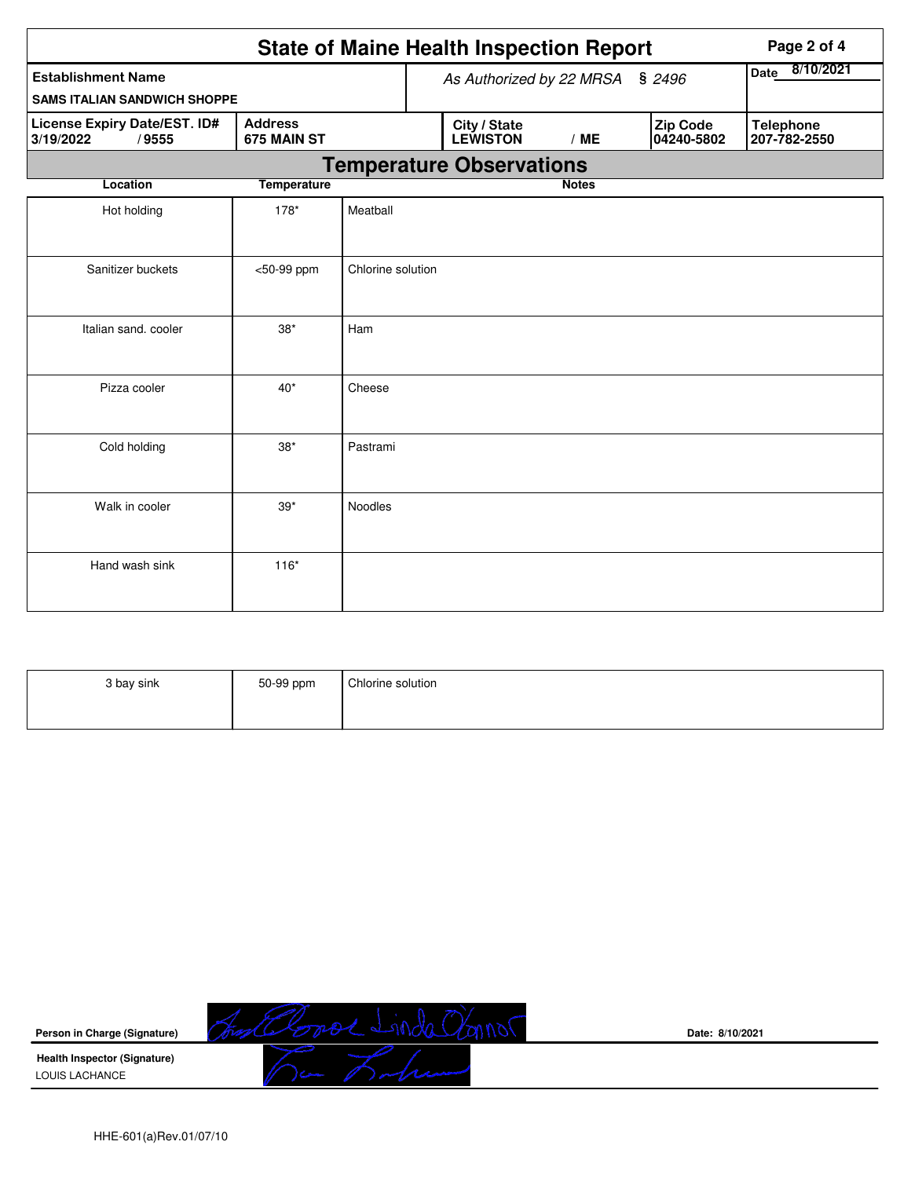# State of Maine Health Inspection Report

| Establishment Name | As Authorized by 22 MRSA § 2496 | Date 8/10/2021 |
|---|---|---|
| SAMS ITALIAN SANDWICH SHOPPE | | |

| License Expiry Date/EST. ID# | Address | City / State | Zip Code | Telephone |
|---|---|---|---|---|
| 3/19/2022 / 9555 | 675 MAIN ST | LEWISTON / ME | 04240-5802 | 207-782-2550 |

## Temperature Observations

| Location | Temperature | Notes |
|---|---|---|
| Hot holding | 178* | Meatball |
| Sanitizer buckets | <50-99 ppm | Chlorine solution |
| Italian sand. cooler | 38* | Ham |
| Pizza cooler | 40* | Cheese |
| Cold holding | 38* | Pastrami |
| Walk in cooler | 39* | Noodles |
| Hand wash sink | 116* | |
| 3 bay sink | 50-99 ppm | Chlorine solution |

**Person in Charge (Signature)** Date: 8/10/2021

**Health Inspector (Signature)**
LOUIS LACHANCE

HHE-601(a)Rev.01/07/10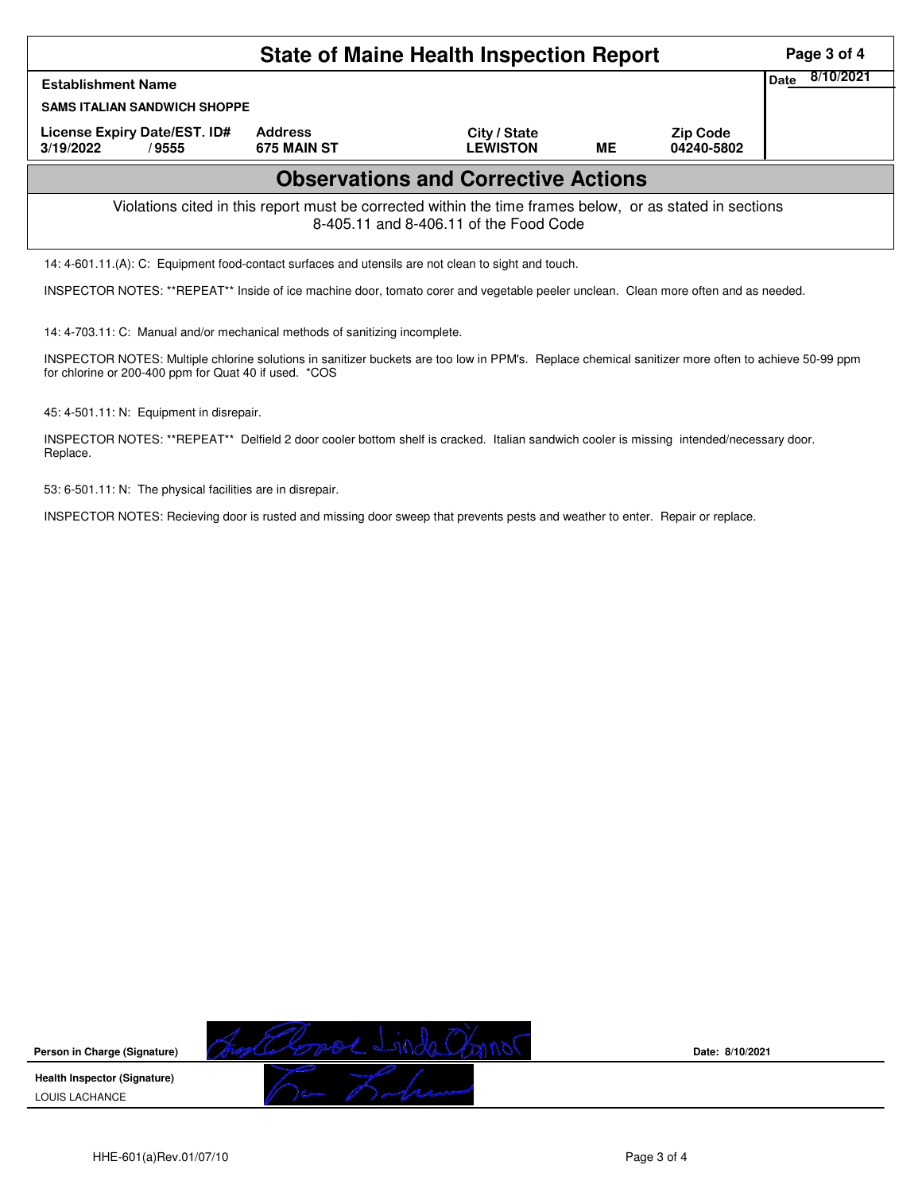# State of Maine Health Inspection Report

| Establishment Name | | | | | Date 8/10/2021 |
|---|---|---|---|---|---|
| SAMS ITALIAN SANDWICH SHOPPE | | | | | |
| License Expiry Date/EST. ID# | Address | City / State | | Zip Code | |
| 3/19/2022 / 9555 | 675 MAIN ST | LEWISTON | ME | 04240-5802 | |

## Observations and Corrective Actions

Violations cited in this report must be corrected within the time frames below, or as stated in sections 8-405.11 and 8-406.11 of the Food Code

14: 4-601.11.(A): C: Equipment food-contact surfaces and utensils are not clean to sight and touch.

INSPECTOR NOTES: **REPEAT** Inside of ice machine door, tomato corer and vegetable peeler unclean. Clean more often and as needed.

14: 4-703.11: C: Manual and/or mechanical methods of sanitizing incomplete.

INSPECTOR NOTES: Multiple chlorine solutions in sanitizer buckets are too low in PPM's. Replace chemical sanitizer more often to achieve 50-99 ppm for chlorine or 200-400 ppm for Quat 40 if used. *COS

45: 4-501.11: N: Equipment in disrepair.

INSPECTOR NOTES: **REPEAT** Delfield 2 door cooler bottom shelf is cracked. Italian sandwich cooler is missing intended/necessary door. Replace.

53: 6-501.11: N: The physical facilities are in disrepair.

INSPECTOR NOTES: Recieving door is rusted and missing door sweep that prevents pests and weather to enter. Repair or replace.

**Person in Charge (Signature)** Date: 8/10/2021

**Health Inspector (Signature)**
LOUIS LACHANCE

HHE-601(a)Rev.01/07/10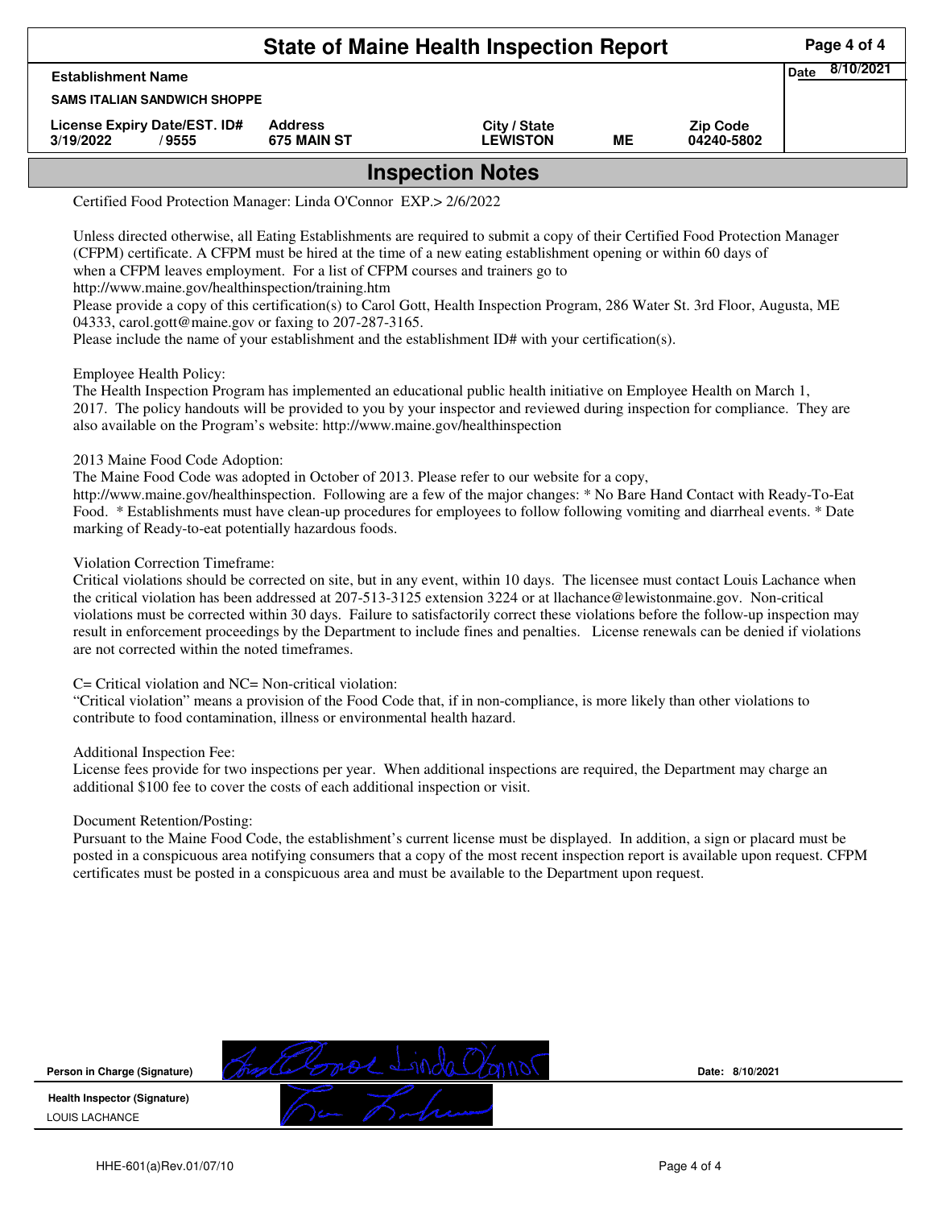# State of Maine Health Inspection Report

| Establishment Name | | | | | Date 8/10/2021 |
|---|---|---|---|---|---|
| SAMS ITALIAN SANDWICH SHOPPE | | | | | |
| License Expiry Date/EST. ID# | Address | City / State | | Zip Code | |
| 3/19/2022 / 9555 | 675 MAIN ST | LEWISTON | ME | 04240-5802 | |

## Inspection Notes

Certified Food Protection Manager: Linda O'Connor EXP.> 2/6/2022

Unless directed otherwise, all Eating Establishments are required to submit a copy of their Certified Food Protection Manager (CFPM) certificate. A CFPM must be hired at the time of a new eating establishment opening or within 60 days of when a CFPM leaves employment. For a list of CFPM courses and trainers go to http://www.maine.gov/healthinspection/training.htm
Please provide a copy of this certification(s) to Carol Gott, Health Inspection Program, 286 Water St. 3rd Floor, Augusta, ME 04333, carol.gott@maine.gov or faxing to 207-287-3165.
Please include the name of your establishment and the establishment ID# with your certification(s).

Employee Health Policy:
The Health Inspection Program has implemented an educational public health initiative on Employee Health on March 1, 2017. The policy handouts will be provided to you by your inspector and reviewed during inspection for compliance. They are also available on the Program's website: http://www.maine.gov/healthinspection

2013 Maine Food Code Adoption:
The Maine Food Code was adopted in October of 2013. Please refer to our website for a copy, http://www.maine.gov/healthinspection. Following are a few of the major changes: * No Bare Hand Contact with Ready-To-Eat Food. * Establishments must have clean-up procedures for employees to follow following vomiting and diarrheal events. * Date marking of Ready-to-eat potentially hazardous foods.

Violation Correction Timeframe:
Critical violations should be corrected on site, but in any event, within 10 days. The licensee must contact Louis Lachance when the critical violation has been addressed at 207-513-3125 extension 3224 or at llachance@lewistonmaine.gov. Non-critical violations must be corrected within 30 days. Failure to satisfactorily correct these violations before the follow-up inspection may result in enforcement proceedings by the Department to include fines and penalties. License renewals can be denied if violations are not corrected within the noted timeframes.

C= Critical violation and NC= Non-critical violation:
"Critical violation" means a provision of the Food Code that, if in non-compliance, is more likely than other violations to contribute to food contamination, illness or environmental health hazard.

Additional Inspection Fee:
License fees provide for two inspections per year. When additional inspections are required, the Department may charge an additional $100 fee to cover the costs of each additional inspection or visit.

Document Retention/Posting:
Pursuant to the Maine Food Code, the establishment's current license must be displayed. In addition, a sign or placard must be posted in a conspicuous area notifying consumers that a copy of the most recent inspection report is available upon request. CFPM certificates must be posted in a conspicuous area and must be available to the Department upon request.

**Person in Charge (Signature)** Linda O'Connor **Date:** 8/10/2021

**Health Inspector (Signature)**
LOUIS LACHANCE

HHE-601(a)Rev.01/07/10